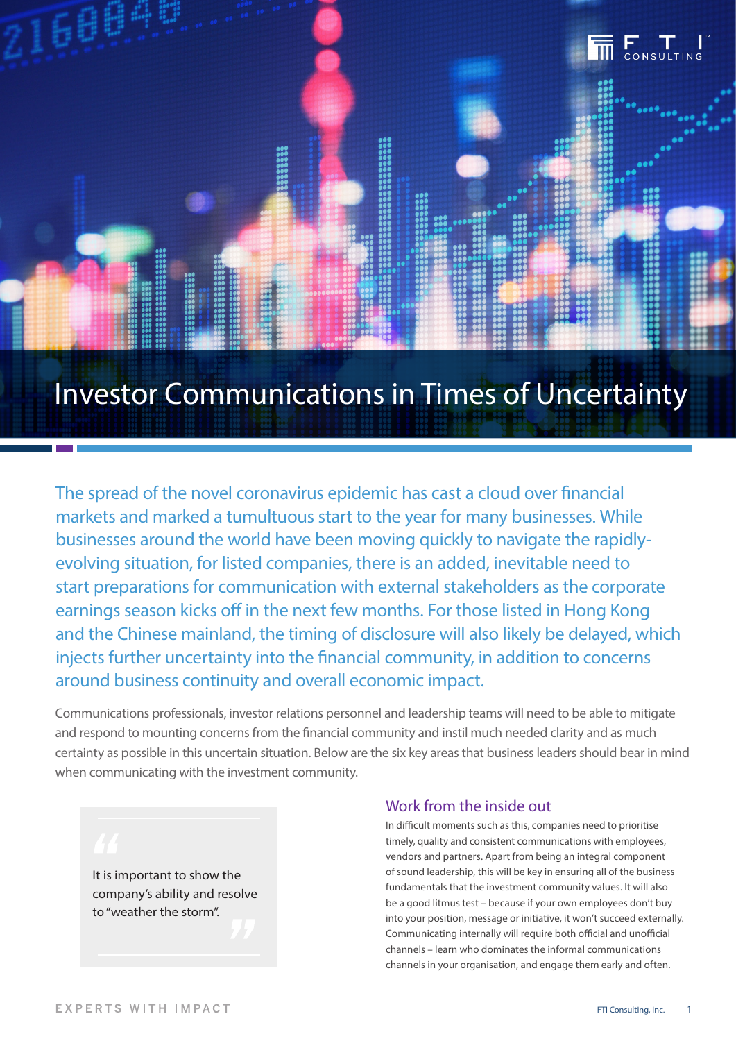# Investor Communications in Times of Uncertainty

The spread of the novel coronavirus epidemic has cast a cloud over financial markets and marked a tumultuous start to the year for many businesses. While businesses around the world have been moving quickly to navigate the rapidly-evolving situation, for listed companies, there is an added, inevitable need to start preparations for communication with external stakeholders as the corporate earnings season kicks off in the next few months. For those listed in Hong Kong and the Chinese mainland, the timing of disclosure will also likely be delayed, which injects further uncertainty into the financial community, in addition to concerns around business continuity and overall economic impact.

Communications professionals, investor relations personnel and leadership teams will need to be able to mitigate and respond to mounting concerns from the financial community and instil much needed clarity and as much certainty as possible in this uncertain situation. Below are the six key areas that business leaders should bear in mind when communicating with the investment community.

> It is important to show the company's ability and resolve to "weather the storm".

## Work from the inside out

In difficult moments such as this, companies need to prioritise timely, quality and consistent communications with employees, vendors and partners. Apart from being an integral component of sound leadership, this will be key in ensuring all of the business fundamentals that the investment community values. It will also be a good litmus test – because if your own employees don't buy into your position, message or initiative, it won't succeed externally. Communicating internally will require both official and unofficial channels – learn who dominates the informal communications channels in your organisation, and engage them early and often.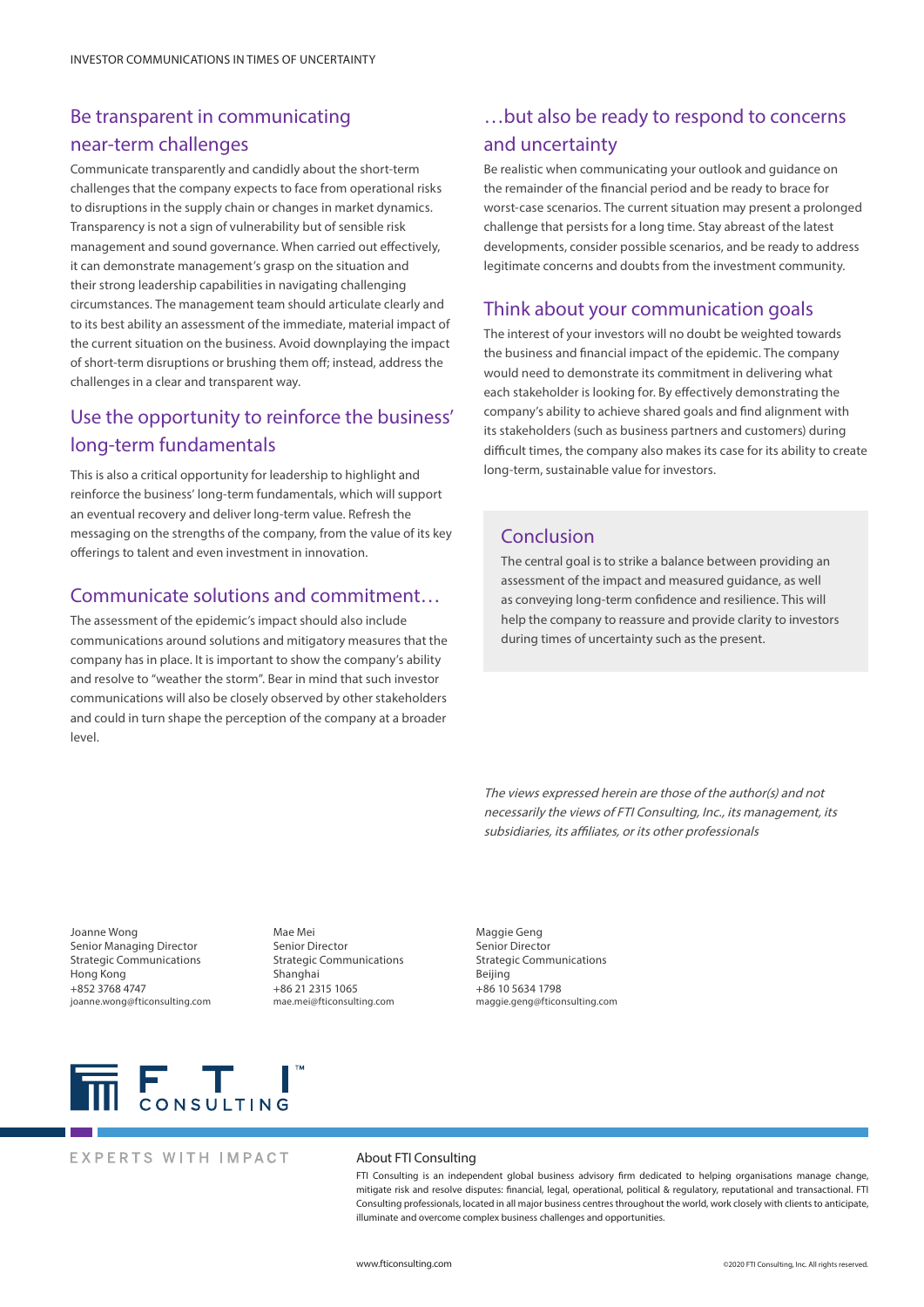## Be transparent in communicating near-term challenges

Communicate transparently and candidly about the short-term challenges that the company expects to face from operational risks to disruptions in the supply chain or changes in market dynamics. Transparency is not a sign of vulnerability but of sensible risk management and sound governance. When carried out effectively, it can demonstrate management's grasp on the situation and their strong leadership capabilities in navigating challenging circumstances. The management team should articulate clearly and to its best ability an assessment of the immediate, material impact of the current situation on the business. Avoid downplaying the impact of short-term disruptions or brushing them off; instead, address the challenges in a clear and transparent way.

## Use the opportunity to reinforce the business' long-term fundamentals

This is also a critical opportunity for leadership to highlight and reinforce the business' long-term fundamentals, which will support an eventual recovery and deliver long-term value. Refresh the messaging on the strengths of the company, from the value of its key offerings to talent and even investment in innovation.

## Communicate solutions and commitment…

The assessment of the epidemic's impact should also include communications around solutions and mitigatory measures that the company has in place. It is important to show the company's ability and resolve to "weather the storm". Bear in mind that such investor communications will also be closely observed by other stakeholders and could in turn shape the perception of the company at a broader level.

## …but also be ready to respond to concerns and uncertainty

Be realistic when communicating your outlook and guidance on the remainder of the financial period and be ready to brace for worst-case scenarios. The current situation may present a prolonged challenge that persists for a long time. Stay abreast of the latest developments, consider possible scenarios, and be ready to address legitimate concerns and doubts from the investment community.

## Think about your communication goals

The interest of your investors will no doubt be weighted towards the business and financial impact of the epidemic. The company would need to demonstrate its commitment in delivering what each stakeholder is looking for. By effectively demonstrating the company's ability to achieve shared goals and find alignment with its stakeholders (such as business partners and customers) during difficult times, the company also makes its case for its ability to create long-term, sustainable value for investors.

## Conclusion

The central goal is to strike a balance between providing an assessment of the impact and measured guidance, as well as conveying long-term confidence and resilience. This will help the company to reassure and provide clarity to investors during times of uncertainty such as the present.

*The views expressed herein are those of the author(s) and not necessarily the views of FTI Consulting, Inc., its management, its subsidiaries, its affiliates, or its other professionals*

Joanne Wong
Senior Managing Director
Strategic Communications
Hong Kong
+852 3768 4747
joanne.wong@fticonsulting.com

Mae Mei
Senior Director
Strategic Communications
Shanghai
+86 21 2315 1065
mae.mei@fticonsulting.com

Maggie Geng
Senior Director
Strategic Communications
Beijing
+86 10 5634 1798
maggie.geng@fticonsulting.com

FTI CONSULTING™

EXPERTS WITH IMPACT

### About FTI Consulting

FTI Consulting is an independent global business advisory firm dedicated to helping organisations manage change, mitigate risk and resolve disputes: financial, legal, operational, political & regulatory, reputational and transactional. FTI Consulting professionals, located in all major business centres throughout the world, work closely with clients to anticipate, illuminate and overcome complex business challenges and opportunities.

www.fticonsulting.com

©2020 FTI Consulting, Inc. All rights reserved.